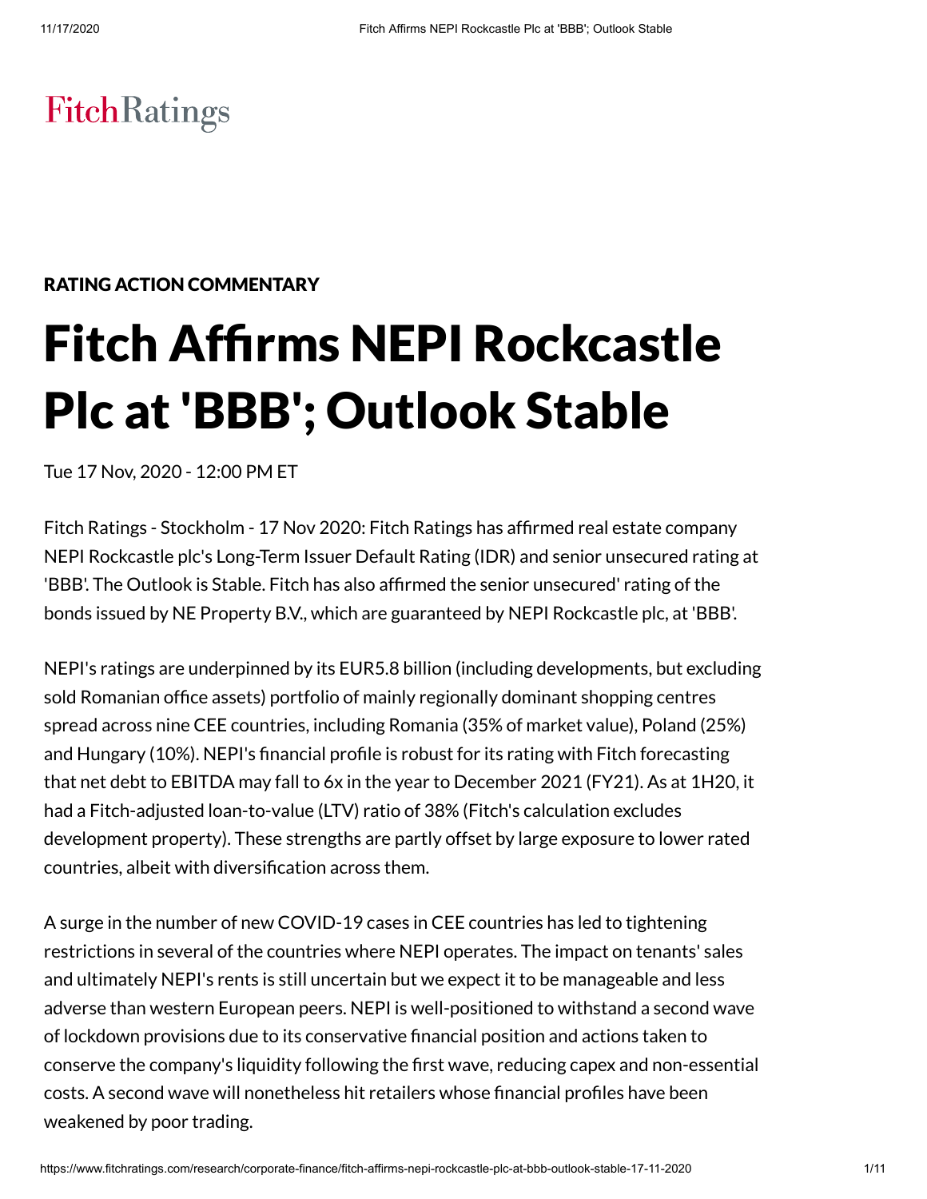FitchRatings

RATING ACTION COMMENTARY

# Fitch Affirms NEPI Rockcastle Plc at 'BBB'; Outlook Stable

Tue 17 Nov, 2020 - 12:00 PM ET

Fitch Ratings - Stockholm - 17 Nov 2020: Fitch Ratings has affirmed real estate company NEPI Rockcastle plc's Long-Term Issuer Default Rating (IDR) and senior unsecured rating at 'BBB'. The Outlook is Stable. Fitch has also affirmed the senior unsecured' rating of the bonds issued by NE Property B.V., which are guaranteed by NEPI Rockcastle plc, at 'BBB'.

NEPI's ratings are underpinned by its EUR5.8 billion (including developments, but excluding sold Romanian office assets) portfolio of mainly regionally dominant shopping centres spread across nine CEE countries, including Romania (35% of market value), Poland (25%) and Hungary (10%). NEPI's financial profile is robust for its rating with Fitch forecasting that net debt to EBITDA may fall to 6x in the year to December 2021 (FY21). As at 1H20, it had a Fitch-adjusted loan-to-value (LTV) ratio of 38% (Fitch's calculation excludes development property). These strengths are partly offset by large exposure to lower rated countries, albeit with diversification across them.

A surge in the number of new COVID-19 cases in CEE countries has led to tightening restrictions in several of the countries where NEPI operates. The impact on tenants' sales and ultimately NEPI's rents is still uncertain but we expect it to be manageable and less adverse than western European peers. NEPI is well-positioned to withstand a second wave of lockdown provisions due to its conservative financial position and actions taken to conserve the company's liquidity following the first wave, reducing capex and non-essential costs. A second wave will nonetheless hit retailers whose financial profiles have been weakened by poor trading.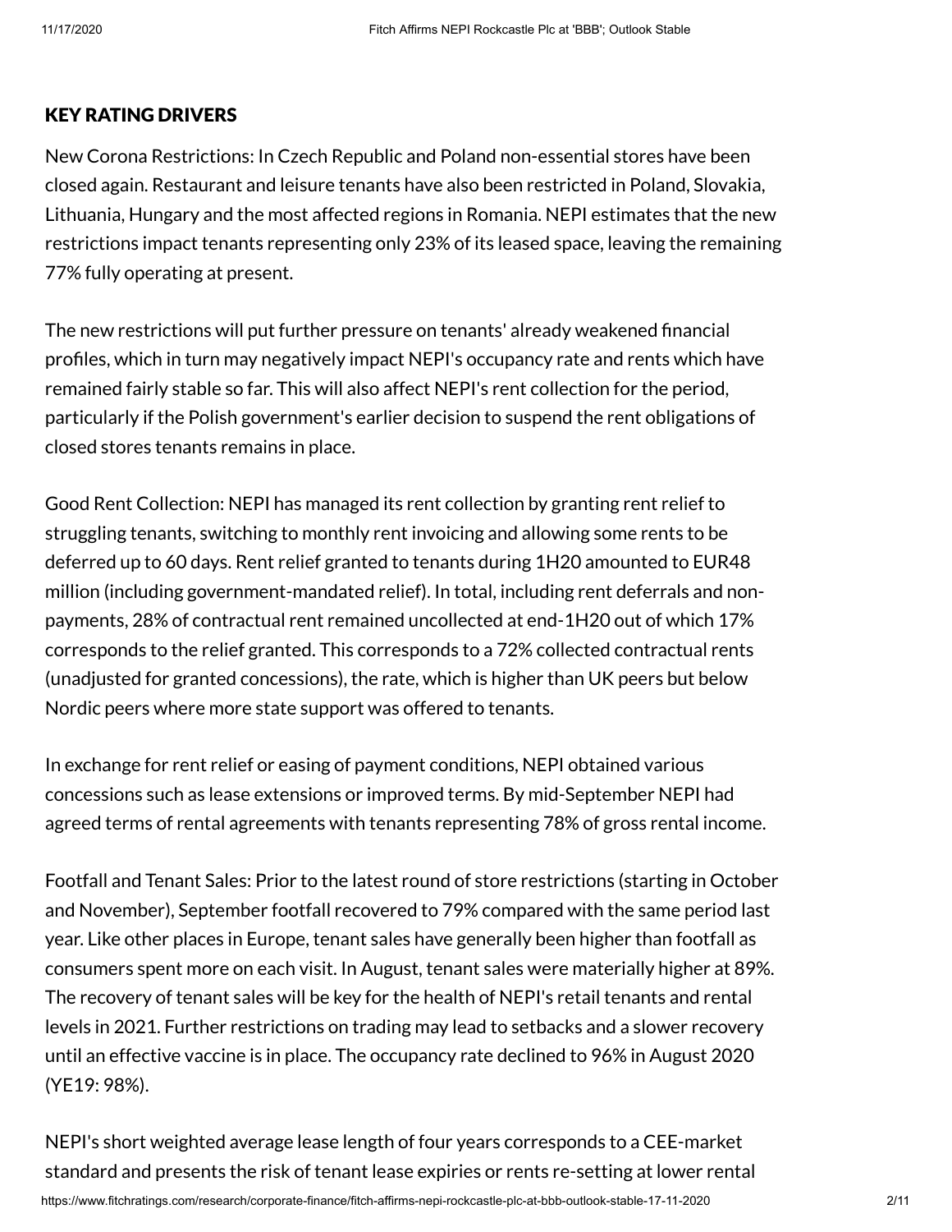## KEY RATING DRIVERS

New Corona Restrictions: In Czech Republic and Poland non-essential stores have been closed again. Restaurant and leisure tenants have also been restricted in Poland, Slovakia, Lithuania, Hungary and the most affected regions in Romania. NEPI estimates that the new restrictions impact tenants representing only 23% of its leased space, leaving the remaining 77% fully operating at present.

The new restrictions will put further pressure on tenants' already weakened financial profiles, which in turn may negatively impact NEPI's occupancy rate and rents which have remained fairly stable so far. This will also affect NEPI's rent collection for the period, particularly if the Polish government's earlier decision to suspend the rent obligations of closed stores tenants remains in place.

Good Rent Collection: NEPI has managed its rent collection by granting rent relief to struggling tenants, switching to monthly rent invoicing and allowing some rents to be deferred up to 60 days. Rent relief granted to tenants during 1H20 amounted to EUR48 million (including government-mandated relief). In total, including rent deferrals and non-payments, 28% of contractual rent remained uncollected at end-1H20 out of which 17% corresponds to the relief granted. This corresponds to a 72% collected contractual rents (unadjusted for granted concessions), the rate, which is higher than UK peers but below Nordic peers where more state support was offered to tenants.

In exchange for rent relief or easing of payment conditions, NEPI obtained various concessions such as lease extensions or improved terms. By mid-September NEPI had agreed terms of rental agreements with tenants representing 78% of gross rental income.

Footfall and Tenant Sales: Prior to the latest round of store restrictions (starting in October and November), September footfall recovered to 79% compared with the same period last year. Like other places in Europe, tenant sales have generally been higher than footfall as consumers spent more on each visit. In August, tenant sales were materially higher at 89%. The recovery of tenant sales will be key for the health of NEPI's retail tenants and rental levels in 2021. Further restrictions on trading may lead to setbacks and a slower recovery until an effective vaccine is in place. The occupancy rate declined to 96% in August 2020 (YE19: 98%).

NEPI's short weighted average lease length of four years corresponds to a CEE-market standard and presents the risk of tenant lease expiries or rents re-setting at lower rental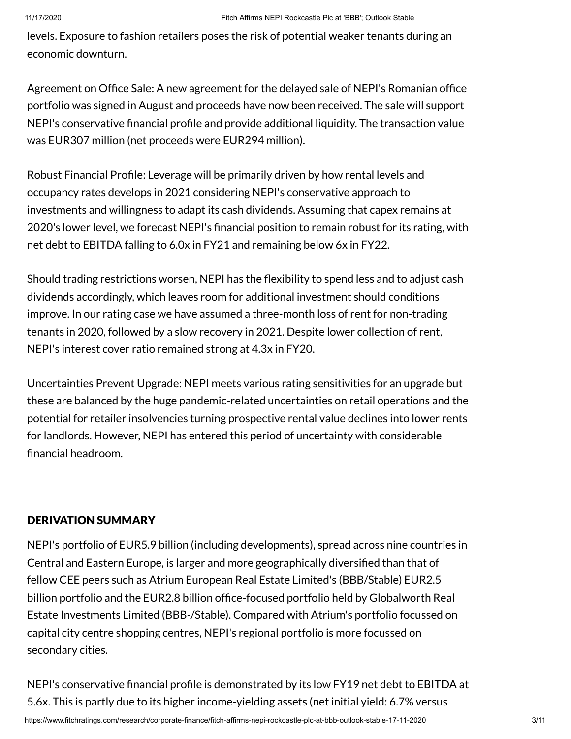levels. Exposure to fashion retailers poses the risk of potential weaker tenants during an economic downturn.

Agreement on Office Sale: A new agreement for the delayed sale of NEPI's Romanian office portfolio was signed in August and proceeds have now been received. The sale will support NEPI's conservative financial profile and provide additional liquidity. The transaction value was EUR307 million (net proceeds were EUR294 million).

Robust Financial Profile: Leverage will be primarily driven by how rental levels and occupancy rates develops in 2021 considering NEPI's conservative approach to investments and willingness to adapt its cash dividends. Assuming that capex remains at 2020's lower level, we forecast NEPI's financial position to remain robust for its rating, with net debt to EBITDA falling to 6.0x in FY21 and remaining below 6x in FY22.

Should trading restrictions worsen, NEPI has the flexibility to spend less and to adjust cash dividends accordingly, which leaves room for additional investment should conditions improve. In our rating case we have assumed a three-month loss of rent for non-trading tenants in 2020, followed by a slow recovery in 2021. Despite lower collection of rent, NEPI's interest cover ratio remained strong at 4.3x in FY20.

Uncertainties Prevent Upgrade: NEPI meets various rating sensitivities for an upgrade but these are balanced by the huge pandemic-related uncertainties on retail operations and the potential for retailer insolvencies turning prospective rental value declines into lower rents for landlords. However, NEPI has entered this period of uncertainty with considerable financial headroom.

## DERIVATION SUMMARY

NEPI's portfolio of EUR5.9 billion (including developments), spread across nine countries in Central and Eastern Europe, is larger and more geographically diversified than that of fellow CEE peers such as Atrium European Real Estate Limited's (BBB/Stable) EUR2.5 billion portfolio and the EUR2.8 billion office-focused portfolio held by Globalworth Real Estate Investments Limited (BBB-/Stable). Compared with Atrium's portfolio focussed on capital city centre shopping centres, NEPI's regional portfolio is more focussed on secondary cities.

NEPI's conservative financial profile is demonstrated by its low FY19 net debt to EBITDA at 5.6x. This is partly due to its higher income-yielding assets (net initial yield: 6.7% versus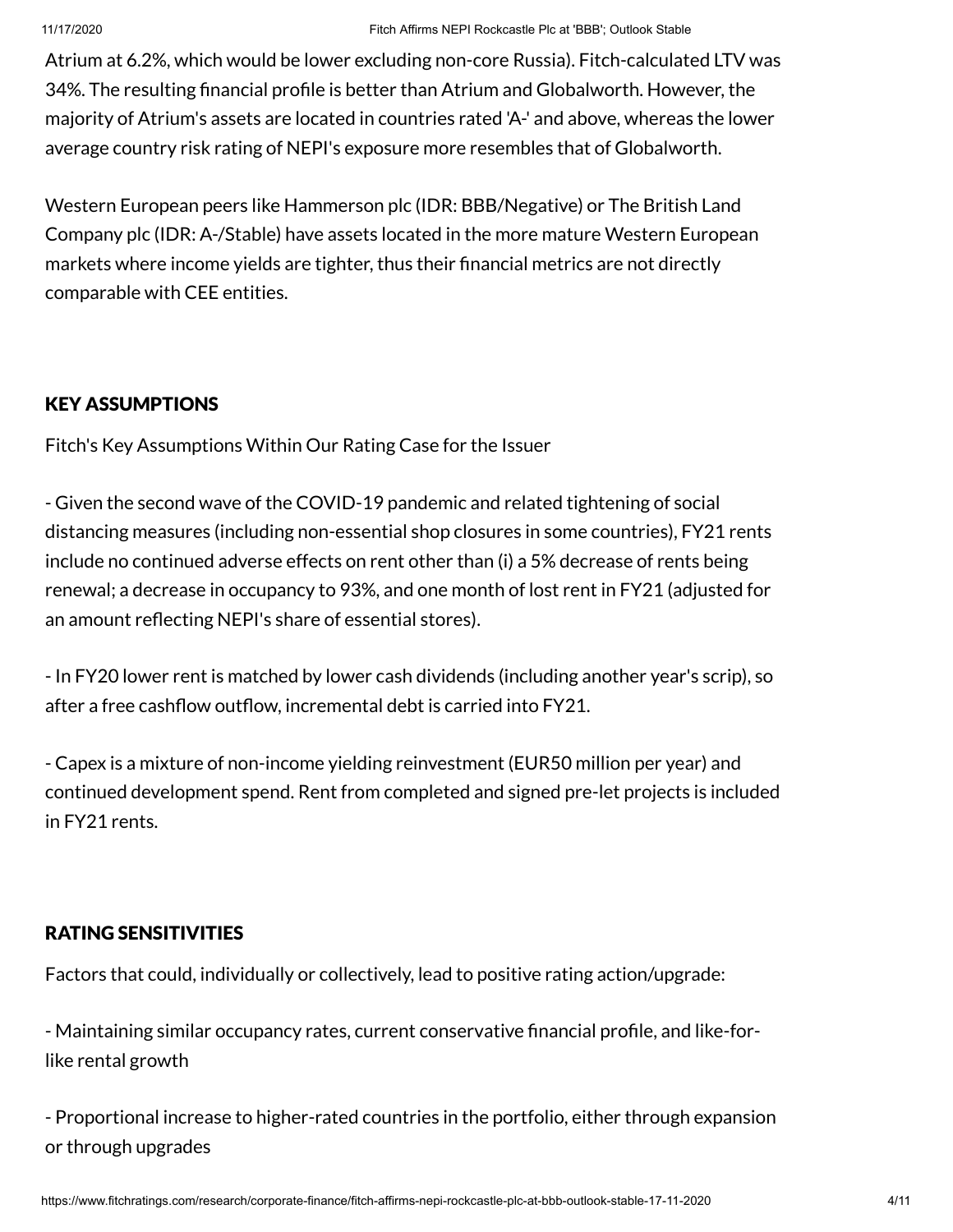Atrium at 6.2%, which would be lower excluding non-core Russia). Fitch-calculated LTV was 34%. The resulting financial profile is better than Atrium and Globalworth. However, the majority of Atrium's assets are located in countries rated 'A-' and above, whereas the lower average country risk rating of NEPI's exposure more resembles that of Globalworth.

Western European peers like Hammerson plc (IDR: BBB/Negative) or The British Land Company plc (IDR: A-/Stable) have assets located in the more mature Western European markets where income yields are tighter, thus their financial metrics are not directly comparable with CEE entities.

## KEY ASSUMPTIONS

Fitch's Key Assumptions Within Our Rating Case for the Issuer

- Given the second wave of the COVID-19 pandemic and related tightening of social distancing measures (including non-essential shop closures in some countries), FY21 rents include no continued adverse effects on rent other than (i) a 5% decrease of rents being renewal; a decrease in occupancy to 93%, and one month of lost rent in FY21 (adjusted for an amount reflecting NEPI's share of essential stores).

- In FY20 lower rent is matched by lower cash dividends (including another year's scrip), so after a free cashflow outflow, incremental debt is carried into FY21.

- Capex is a mixture of non-income yielding reinvestment (EUR50 million per year) and continued development spend. Rent from completed and signed pre-let projects is included in FY21 rents.

## RATING SENSITIVITIES

Factors that could, individually or collectively, lead to positive rating action/upgrade:

- Maintaining similar occupancy rates, current conservative financial profile, and like-for-like rental growth

- Proportional increase to higher-rated countries in the portfolio, either through expansion or through upgrades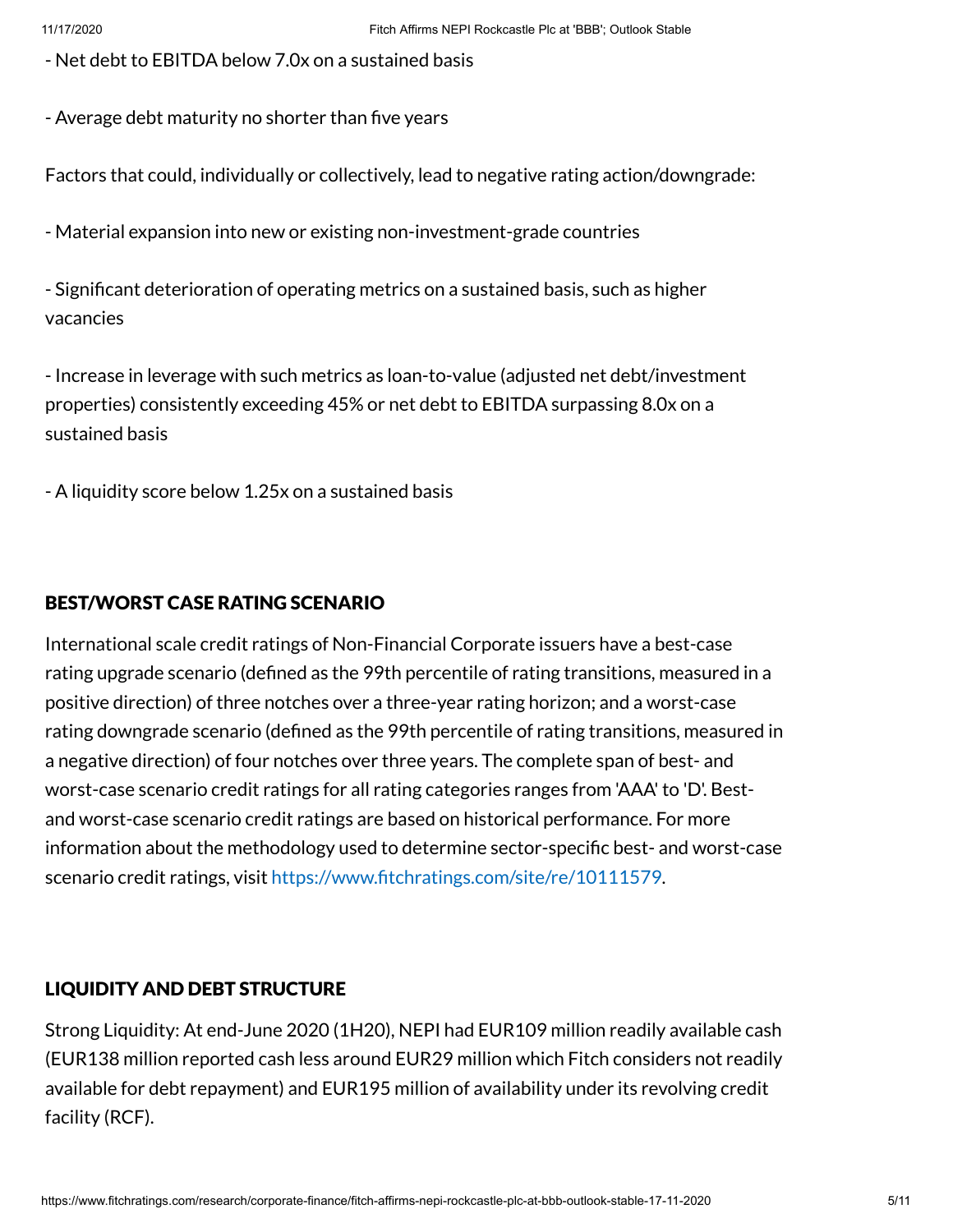- Net debt to EBITDA below 7.0x on a sustained basis

- Average debt maturity no shorter than five years

Factors that could, individually or collectively, lead to negative rating action/downgrade:

- Material expansion into new or existing non-investment-grade countries

- Significant deterioration of operating metrics on a sustained basis, such as higher vacancies

- Increase in leverage with such metrics as loan-to-value (adjusted net debt/investment properties) consistently exceeding 45% or net debt to EBITDA surpassing 8.0x on a sustained basis

- A liquidity score below 1.25x on a sustained basis

## BEST/WORST CASE RATING SCENARIO

International scale credit ratings of Non-Financial Corporate issuers have a best-case rating upgrade scenario (defined as the 99th percentile of rating transitions, measured in a positive direction) of three notches over a three-year rating horizon; and a worst-case rating downgrade scenario (defined as the 99th percentile of rating transitions, measured in a negative direction) of four notches over three years. The complete span of best- and worst-case scenario credit ratings for all rating categories ranges from 'AAA' to 'D'. Best- and worst-case scenario credit ratings are based on historical performance. For more information about the methodology used to determine sector-specific best- and worst-case scenario credit ratings, visit https://www.fitchratings.com/site/re/10111579.

## LIQUIDITY AND DEBT STRUCTURE

Strong Liquidity: At end-June 2020 (1H20), NEPI had EUR109 million readily available cash (EUR138 million reported cash less around EUR29 million which Fitch considers not readily available for debt repayment) and EUR195 million of availability under its revolving credit facility (RCF).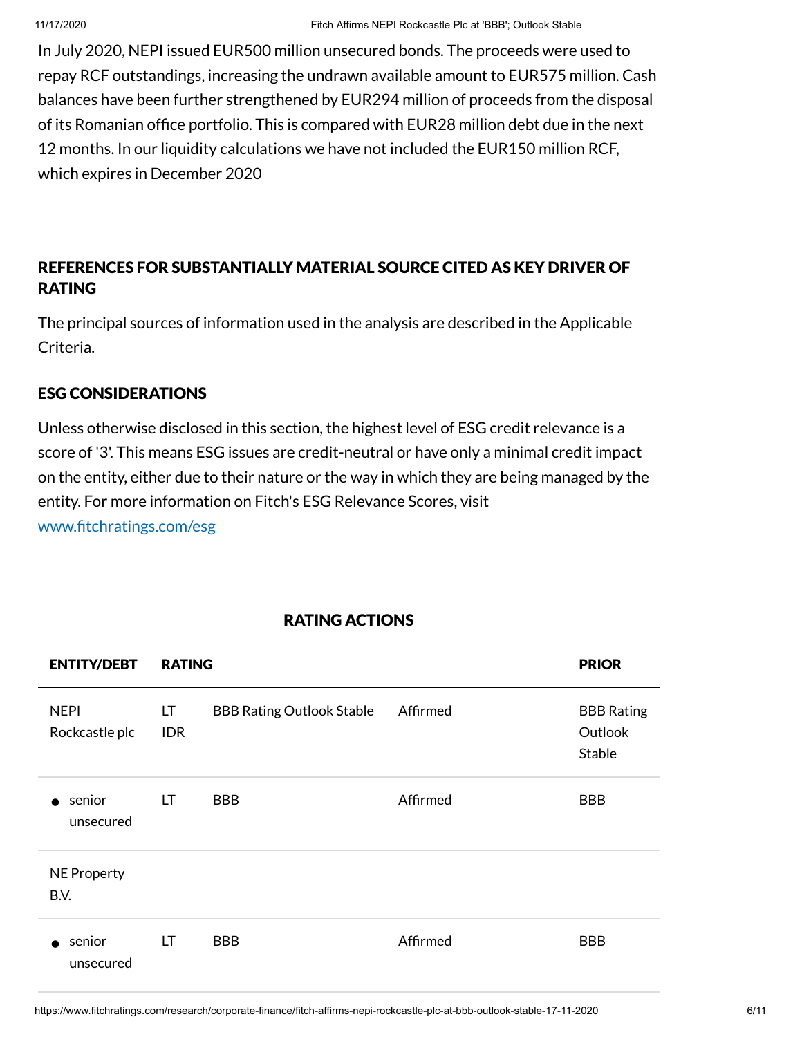In July 2020, NEPI issued EUR500 million unsecured bonds. The proceeds were used to repay RCF outstandings, increasing the undrawn available amount to EUR575 million. Cash balances have been further strengthened by EUR294 million of proceeds from the disposal of its Romanian office portfolio. This is compared with EUR28 million debt due in the next 12 months. In our liquidity calculations we have not included the EUR150 million RCF, which expires in December 2020

## REFERENCES FOR SUBSTANTIALLY MATERIAL SOURCE CITED AS KEY DRIVER OF RATING

The principal sources of information used in the analysis are described in the Applicable Criteria.

## ESG CONSIDERATIONS

Unless otherwise disclosed in this section, the highest level of ESG credit relevance is a score of '3'. This means ESG issues are credit-neutral or have only a minimal credit impact on the entity, either due to their nature or the way in which they are being managed by the entity. For more information on Fitch's ESG Relevance Scores, visit www.fitchratings.com/esg

## RATING ACTIONS

| ENTITY/DEBT | RATING | | | PRIOR |
|---|---|---|---|---|
| NEPI Rockcastle plc | LT IDR | BBB Rating Outlook Stable | Affirmed | BBB Rating Outlook Stable |
| • senior unsecured | LT | BBB | Affirmed | BBB |
| NE Property B.V. | | | | |
| • senior unsecured | LT | BBB | Affirmed | BBB |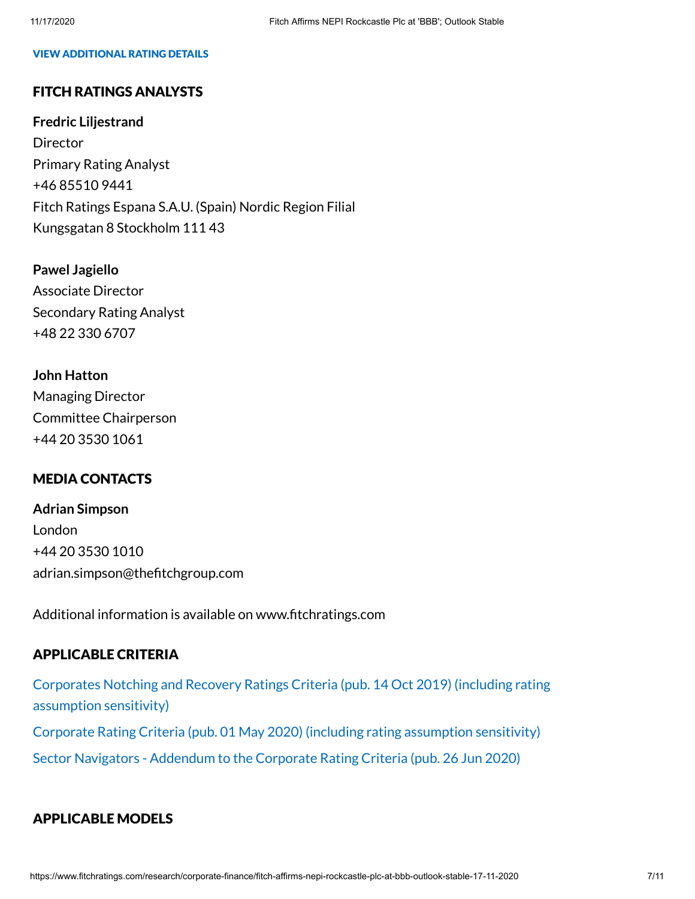VIEW ADDITIONAL RATING DETAILS

## FITCH RATINGS ANALYSTS

**Fredric Liljestrand**
Director
Primary Rating Analyst
+46 85510 9441
Fitch Ratings Espana S.A.U. (Spain) Nordic Region Filial
Kungsgatan 8 Stockholm 111 43

**Pawel Jagiello**
Associate Director
Secondary Rating Analyst
+48 22 330 6707

**John Hatton**
Managing Director
Committee Chairperson
+44 20 3530 1061

## MEDIA CONTACTS

**Adrian Simpson**
London
+44 20 3530 1010
adrian.simpson@thefitchgroup.com

Additional information is available on www.fitchratings.com

## APPLICABLE CRITERIA

Corporates Notching and Recovery Ratings Criteria (pub. 14 Oct 2019) (including rating assumption sensitivity)

Corporate Rating Criteria (pub. 01 May 2020) (including rating assumption sensitivity)

Sector Navigators - Addendum to the Corporate Rating Criteria (pub. 26 Jun 2020)

## APPLICABLE MODELS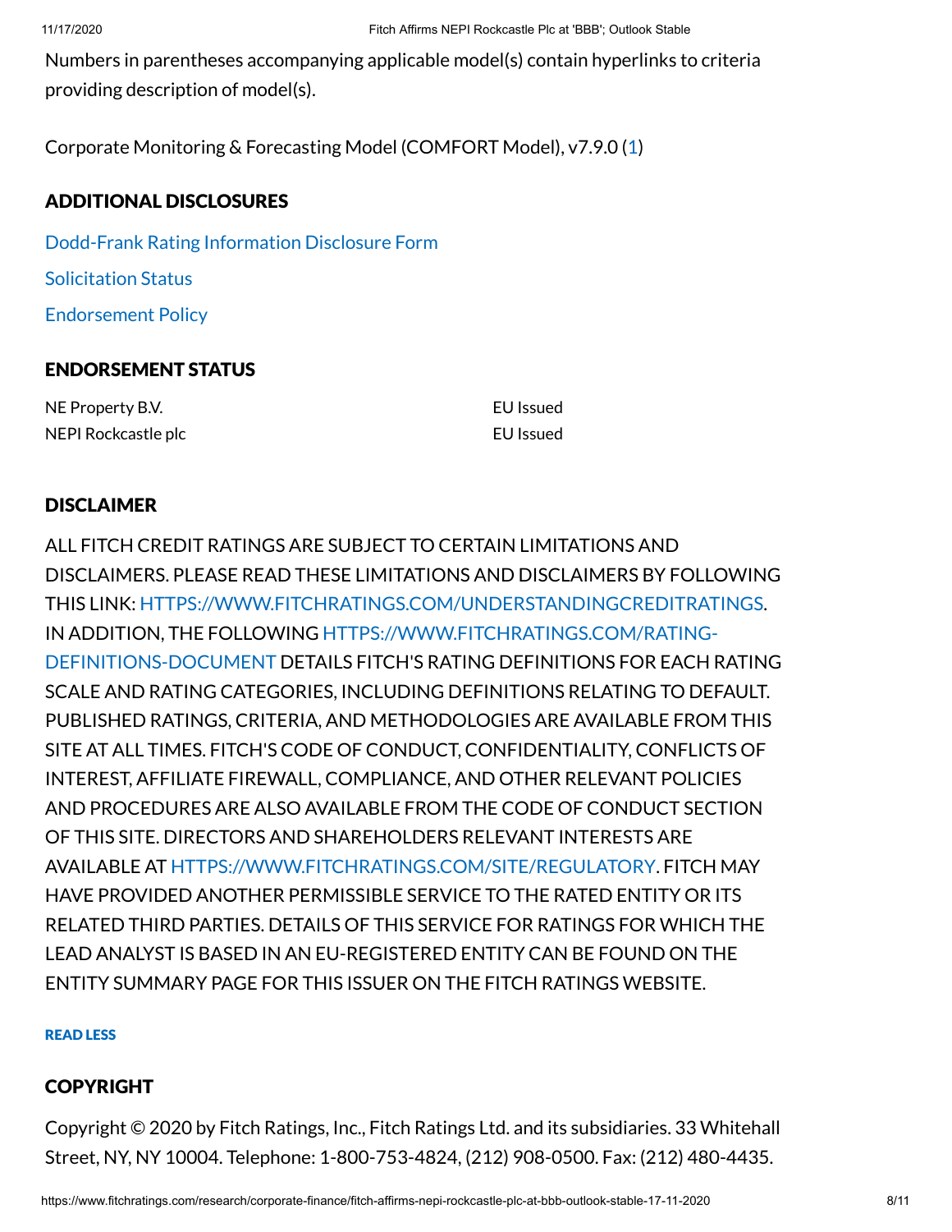Numbers in parentheses accompanying applicable model(s) contain hyperlinks to criteria providing description of model(s).

Corporate Monitoring & Forecasting Model (COMFORT Model), v7.9.0 (1)

## ADDITIONAL DISCLOSURES

Dodd-Frank Rating Information Disclosure Form

Solicitation Status

Endorsement Policy

## ENDORSEMENT STATUS

| | |
|---|---|
| NE Property B.V. | EU Issued |
| NEPI Rockcastle plc | EU Issued |

## DISCLAIMER

ALL FITCH CREDIT RATINGS ARE SUBJECT TO CERTAIN LIMITATIONS AND DISCLAIMERS. PLEASE READ THESE LIMITATIONS AND DISCLAIMERS BY FOLLOWING THIS LINK: HTTPS://WWW.FITCHRATINGS.COM/UNDERSTANDINGCREDITRATINGS. IN ADDITION, THE FOLLOWING HTTPS://WWW.FITCHRATINGS.COM/RATING-DEFINITIONS-DOCUMENT DETAILS FITCH'S RATING DEFINITIONS FOR EACH RATING SCALE AND RATING CATEGORIES, INCLUDING DEFINITIONS RELATING TO DEFAULT. PUBLISHED RATINGS, CRITERIA, AND METHODOLOGIES ARE AVAILABLE FROM THIS SITE AT ALL TIMES. FITCH'S CODE OF CONDUCT, CONFIDENTIALITY, CONFLICTS OF INTEREST, AFFILIATE FIREWALL, COMPLIANCE, AND OTHER RELEVANT POLICIES AND PROCEDURES ARE ALSO AVAILABLE FROM THE CODE OF CONDUCT SECTION OF THIS SITE. DIRECTORS AND SHAREHOLDERS RELEVANT INTERESTS ARE AVAILABLE AT HTTPS://WWW.FITCHRATINGS.COM/SITE/REGULATORY. FITCH MAY HAVE PROVIDED ANOTHER PERMISSIBLE SERVICE TO THE RATED ENTITY OR ITS RELATED THIRD PARTIES. DETAILS OF THIS SERVICE FOR RATINGS FOR WHICH THE LEAD ANALYST IS BASED IN AN EU-REGISTERED ENTITY CAN BE FOUND ON THE ENTITY SUMMARY PAGE FOR THIS ISSUER ON THE FITCH RATINGS WEBSITE.

READ LESS

## COPYRIGHT

Copyright © 2020 by Fitch Ratings, Inc., Fitch Ratings Ltd. and its subsidiaries. 33 Whitehall Street, NY, NY 10004. Telephone: 1-800-753-4824, (212) 908-0500. Fax: (212) 480-4435.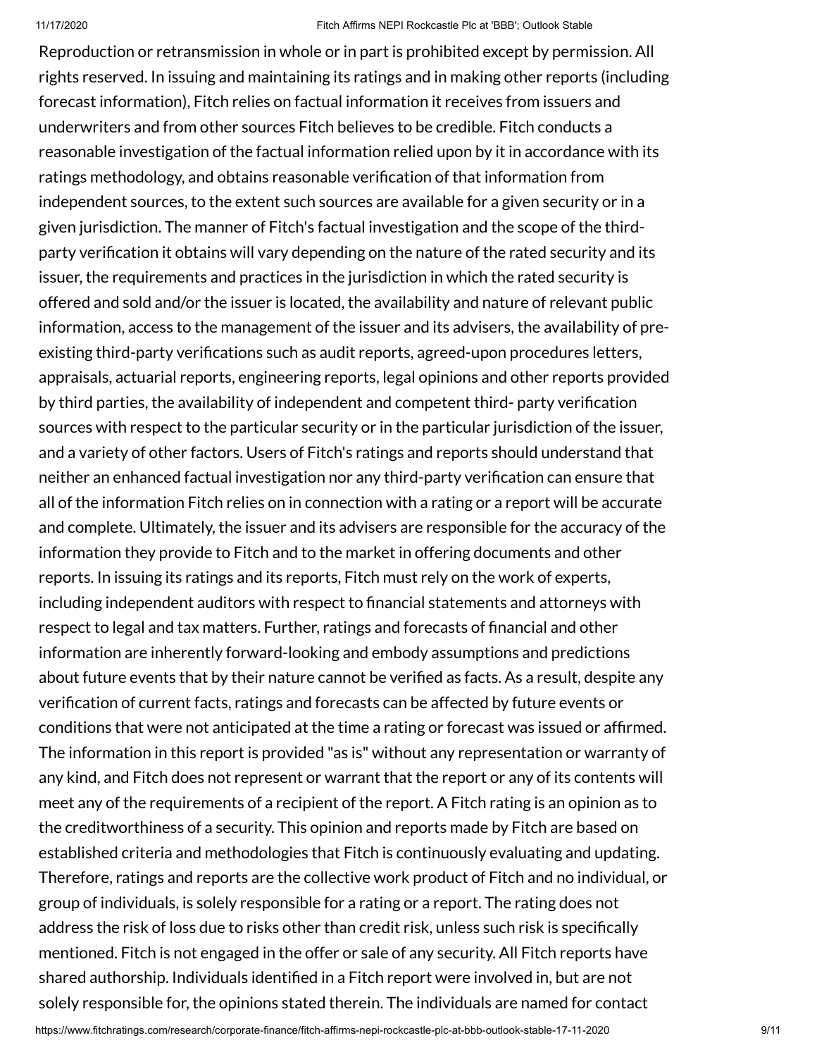Reproduction or retransmission in whole or in part is prohibited except by permission. All rights reserved. In issuing and maintaining its ratings and in making other reports (including forecast information), Fitch relies on factual information it receives from issuers and underwriters and from other sources Fitch believes to be credible. Fitch conducts a reasonable investigation of the factual information relied upon by it in accordance with its ratings methodology, and obtains reasonable verification of that information from independent sources, to the extent such sources are available for a given security or in a given jurisdiction. The manner of Fitch's factual investigation and the scope of the third-party verification it obtains will vary depending on the nature of the rated security and its issuer, the requirements and practices in the jurisdiction in which the rated security is offered and sold and/or the issuer is located, the availability and nature of relevant public information, access to the management of the issuer and its advisers, the availability of pre-existing third-party verifications such as audit reports, agreed-upon procedures letters, appraisals, actuarial reports, engineering reports, legal opinions and other reports provided by third parties, the availability of independent and competent third- party verification sources with respect to the particular security or in the particular jurisdiction of the issuer, and a variety of other factors. Users of Fitch's ratings and reports should understand that neither an enhanced factual investigation nor any third-party verification can ensure that all of the information Fitch relies on in connection with a rating or a report will be accurate and complete. Ultimately, the issuer and its advisers are responsible for the accuracy of the information they provide to Fitch and to the market in offering documents and other reports. In issuing its ratings and its reports, Fitch must rely on the work of experts, including independent auditors with respect to financial statements and attorneys with respect to legal and tax matters. Further, ratings and forecasts of financial and other information are inherently forward-looking and embody assumptions and predictions about future events that by their nature cannot be verified as facts. As a result, despite any verification of current facts, ratings and forecasts can be affected by future events or conditions that were not anticipated at the time a rating or forecast was issued or affirmed. The information in this report is provided "as is" without any representation or warranty of any kind, and Fitch does not represent or warrant that the report or any of its contents will meet any of the requirements of a recipient of the report. A Fitch rating is an opinion as to the creditworthiness of a security. This opinion and reports made by Fitch are based on established criteria and methodologies that Fitch is continuously evaluating and updating. Therefore, ratings and reports are the collective work product of Fitch and no individual, or group of individuals, is solely responsible for a rating or a report. The rating does not address the risk of loss due to risks other than credit risk, unless such risk is specifically mentioned. Fitch is not engaged in the offer or sale of any security. All Fitch reports have shared authorship. Individuals identified in a Fitch report were involved in, but are not solely responsible for, the opinions stated therein. The individuals are named for contact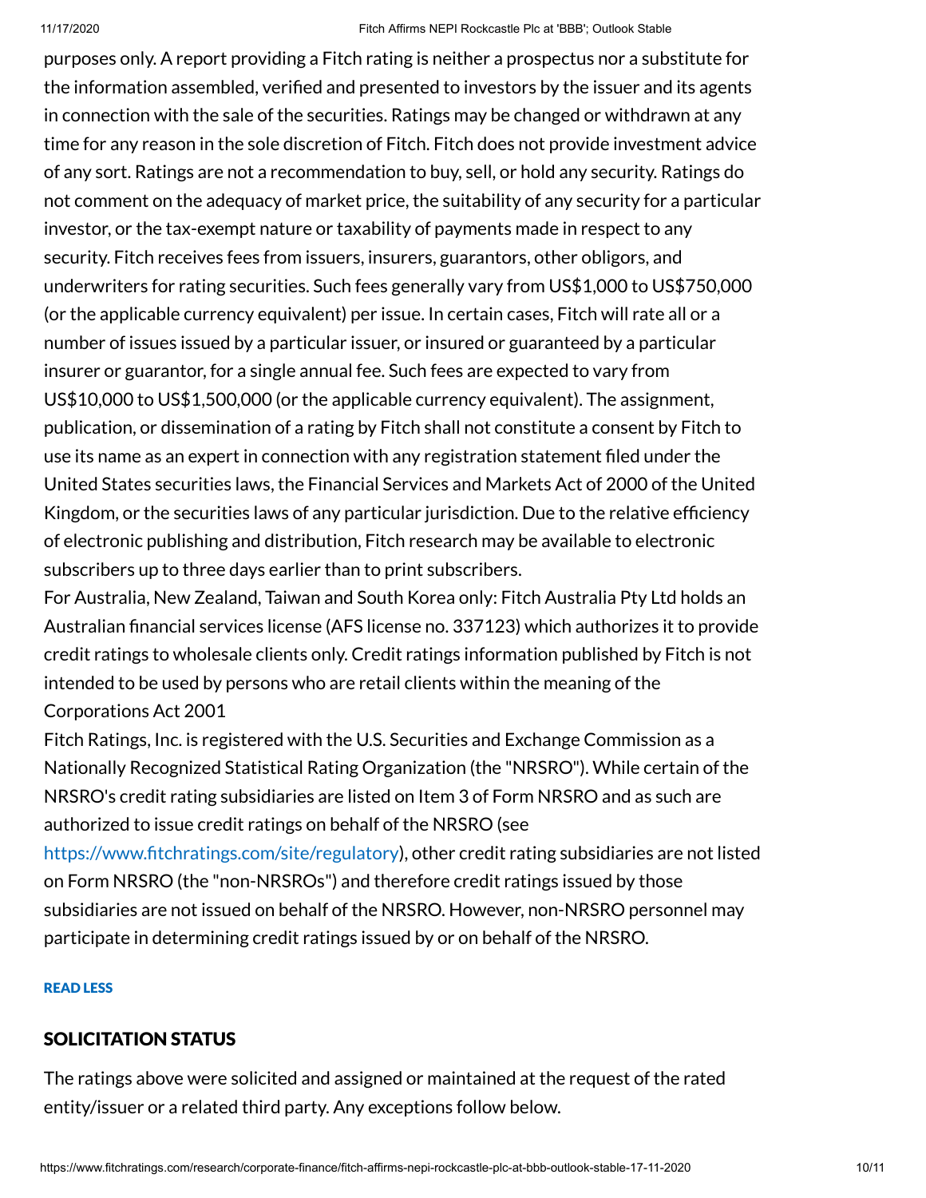purposes only. A report providing a Fitch rating is neither a prospectus nor a substitute for the information assembled, verified and presented to investors by the issuer and its agents in connection with the sale of the securities. Ratings may be changed or withdrawn at any time for any reason in the sole discretion of Fitch. Fitch does not provide investment advice of any sort. Ratings are not a recommendation to buy, sell, or hold any security. Ratings do not comment on the adequacy of market price, the suitability of any security for a particular investor, or the tax-exempt nature or taxability of payments made in respect to any security. Fitch receives fees from issuers, insurers, guarantors, other obligors, and underwriters for rating securities. Such fees generally vary from US$1,000 to US$750,000 (or the applicable currency equivalent) per issue. In certain cases, Fitch will rate all or a number of issues issued by a particular issuer, or insured or guaranteed by a particular insurer or guarantor, for a single annual fee. Such fees are expected to vary from US$10,000 to US$1,500,000 (or the applicable currency equivalent). The assignment, publication, or dissemination of a rating by Fitch shall not constitute a consent by Fitch to use its name as an expert in connection with any registration statement filed under the United States securities laws, the Financial Services and Markets Act of 2000 of the United Kingdom, or the securities laws of any particular jurisdiction. Due to the relative efficiency of electronic publishing and distribution, Fitch research may be available to electronic subscribers up to three days earlier than to print subscribers.

For Australia, New Zealand, Taiwan and South Korea only: Fitch Australia Pty Ltd holds an Australian financial services license (AFS license no. 337123) which authorizes it to provide credit ratings to wholesale clients only. Credit ratings information published by Fitch is not intended to be used by persons who are retail clients within the meaning of the Corporations Act 2001

Fitch Ratings, Inc. is registered with the U.S. Securities and Exchange Commission as a Nationally Recognized Statistical Rating Organization (the "NRSRO"). While certain of the NRSRO's credit rating subsidiaries are listed on Item 3 of Form NRSRO and as such are authorized to issue credit ratings on behalf of the NRSRO (see https://www.fitchratings.com/site/regulatory), other credit rating subsidiaries are not listed on Form NRSRO (the "non-NRSROs") and therefore credit ratings issued by those subsidiaries are not issued on behalf of the NRSRO. However, non-NRSRO personnel may participate in determining credit ratings issued by or on behalf of the NRSRO.

READ LESS

## SOLICITATION STATUS

The ratings above were solicited and assigned or maintained at the request of the rated entity/issuer or a related third party. Any exceptions follow below.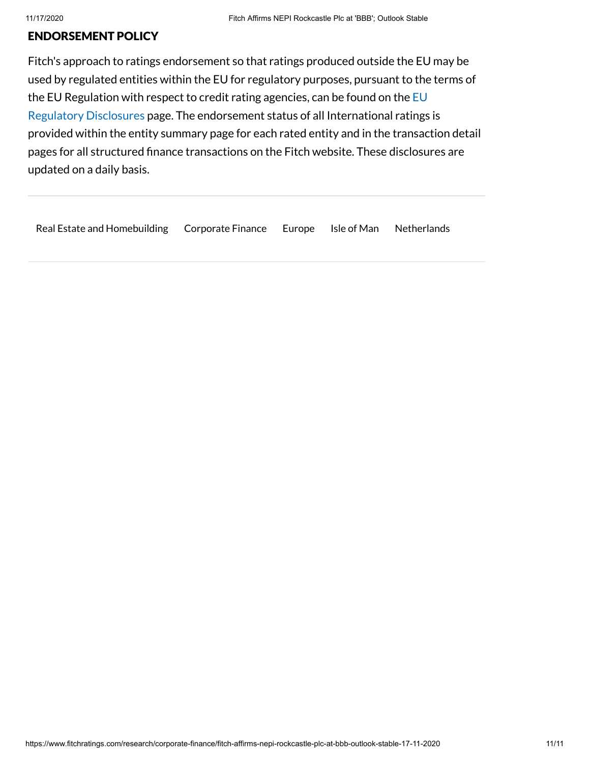## ENDORSEMENT POLICY

Fitch's approach to ratings endorsement so that ratings produced outside the EU may be used by regulated entities within the EU for regulatory purposes, pursuant to the terms of the EU Regulation with respect to credit rating agencies, can be found on the EU Regulatory Disclosures page. The endorsement status of all International ratings is provided within the entity summary page for each rated entity and in the transaction detail pages for all structured finance transactions on the Fitch website. These disclosures are updated on a daily basis.

Real Estate and Homebuilding    Corporate Finance    Europe    Isle of Man    Netherlands